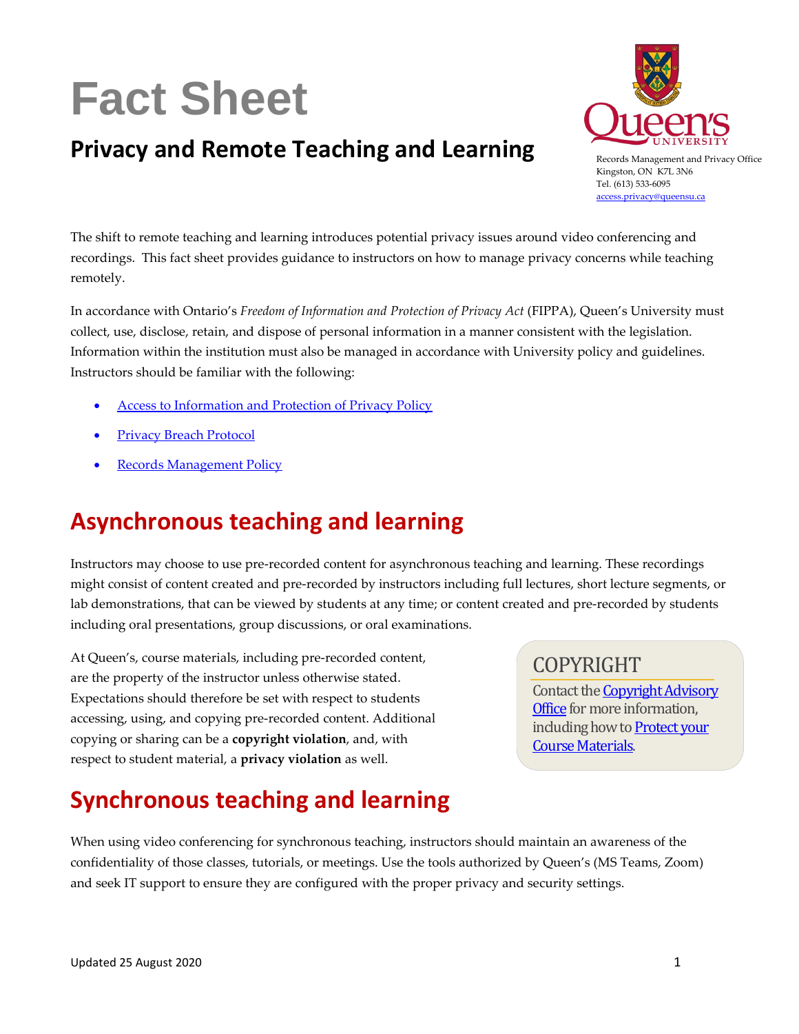# Fact Sheet

## Privacy and Remote Teaching and Learning

Records Management and Privacy Office
Kingston, ON K7L 3N6
Tel. (613) 533-6095
access.privacy@queensu.ca

The shift to remote teaching and learning introduces potential privacy issues around video conferencing and recordings. This fact sheet provides guidance to instructors on how to manage privacy concerns while teaching remotely.

In accordance with Ontario's *Freedom of Information and Protection of Privacy Act* (FIPPA), Queen's University must collect, use, disclose, retain, and dispose of personal information in a manner consistent with the legislation. Information within the institution must also be managed in accordance with University policy and guidelines. Instructors should be familiar with the following:

- Access to Information and Protection of Privacy Policy
- Privacy Breach Protocol
- Records Management Policy

## Asynchronous teaching and learning

Instructors may choose to use pre-recorded content for asynchronous teaching and learning. These recordings might consist of content created and pre-recorded by instructors including full lectures, short lecture segments, or lab demonstrations, that can be viewed by students at any time; or content created and pre-recorded by students including oral presentations, group discussions, or oral examinations.

At Queen's, course materials, including pre-recorded content, are the property of the instructor unless otherwise stated. Expectations should therefore be set with respect to students accessing, using, and copying pre-recorded content. Additional copying or sharing can be a **copyright violation**, and, with respect to student material, a **privacy violation** as well.

> **COPYRIGHT**
>
> Contact the Copyright Advisory Office for more information, including how to Protect your Course Materials.

## Synchronous teaching and learning

When using video conferencing for synchronous teaching, instructors should maintain an awareness of the confidentiality of those classes, tutorials, or meetings. Use the tools authorized by Queen's (MS Teams, Zoom) and seek IT support to ensure they are configured with the proper privacy and security settings.

Updated 25 August 2020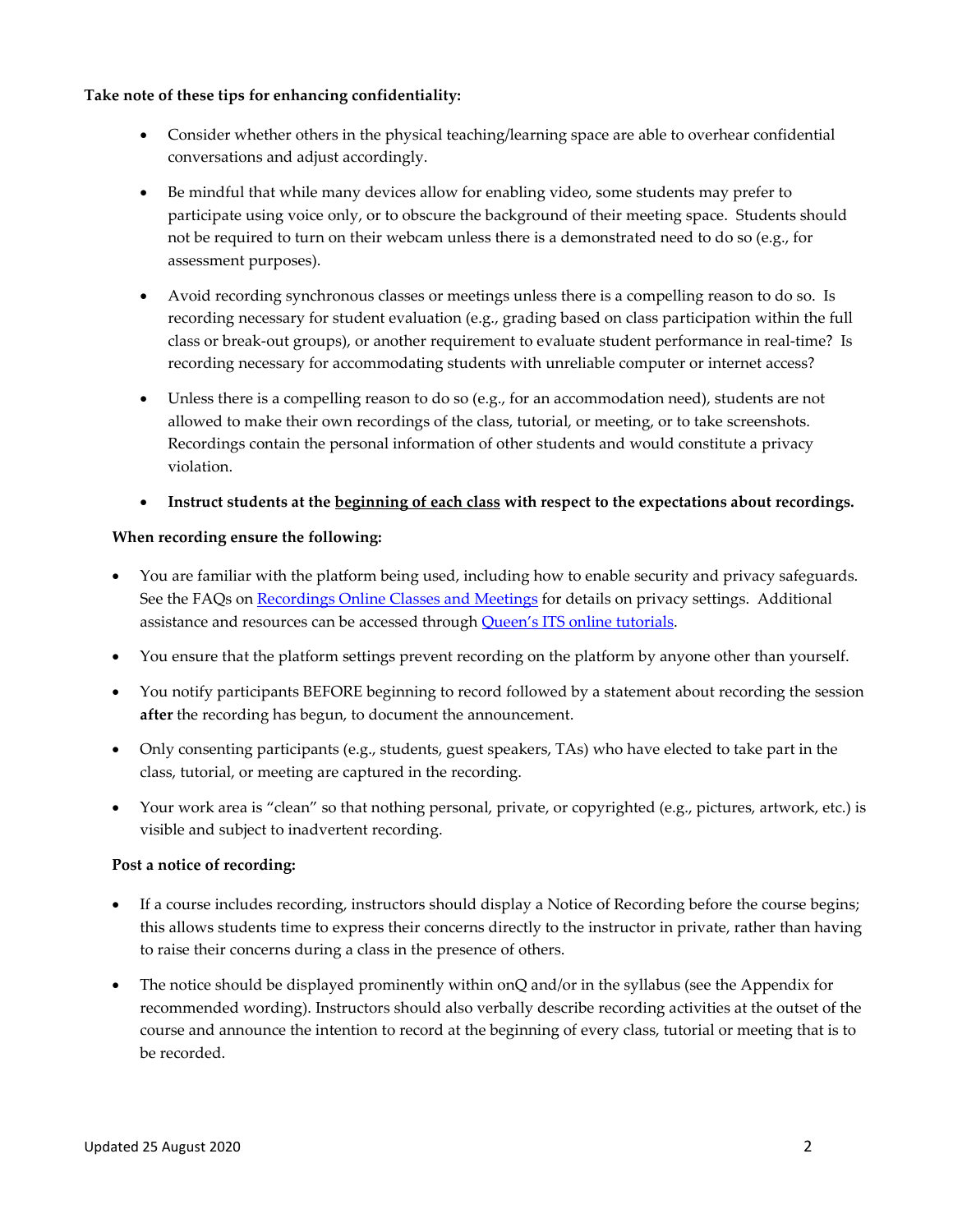**Take note of these tips for enhancing confidentiality:**

- Consider whether others in the physical teaching/learning space are able to overhear confidential conversations and adjust accordingly.
- Be mindful that while many devices allow for enabling video, some students may prefer to participate using voice only, or to obscure the background of their meeting space. Students should not be required to turn on their webcam unless there is a demonstrated need to do so (e.g., for assessment purposes).
- Avoid recording synchronous classes or meetings unless there is a compelling reason to do so. Is recording necessary for student evaluation (e.g., grading based on class participation within the full class or break-out groups), or another requirement to evaluate student performance in real-time? Is recording necessary for accommodating students with unreliable computer or internet access?
- Unless there is a compelling reason to do so (e.g., for an accommodation need), students are not allowed to make their own recordings of the class, tutorial, or meeting, or to take screenshots. Recordings contain the personal information of other students and would constitute a privacy violation.
- **Instruct students at the <u>beginning of each class</u> with respect to the expectations about recordings.**

**When recording ensure the following:**

- You are familiar with the platform being used, including how to enable security and privacy safeguards. See the FAQs on [Recordings Online Classes and Meetings]() for details on privacy settings. Additional assistance and resources can be accessed through [Queen's ITS online tutorials]().
- You ensure that the platform settings prevent recording on the platform by anyone other than yourself.
- You notify participants BEFORE beginning to record followed by a statement about recording the session **after** the recording has begun, to document the announcement.
- Only consenting participants (e.g., students, guest speakers, TAs) who have elected to take part in the class, tutorial, or meeting are captured in the recording.
- Your work area is "clean" so that nothing personal, private, or copyrighted (e.g., pictures, artwork, etc.) is visible and subject to inadvertent recording.

**Post a notice of recording:**

- If a course includes recording, instructors should display a Notice of Recording before the course begins; this allows students time to express their concerns directly to the instructor in private, rather than having to raise their concerns during a class in the presence of others.
- The notice should be displayed prominently within onQ and/or in the syllabus (see the Appendix for recommended wording). Instructors should also verbally describe recording activities at the outset of the course and announce the intention to record at the beginning of every class, tutorial or meeting that is to be recorded.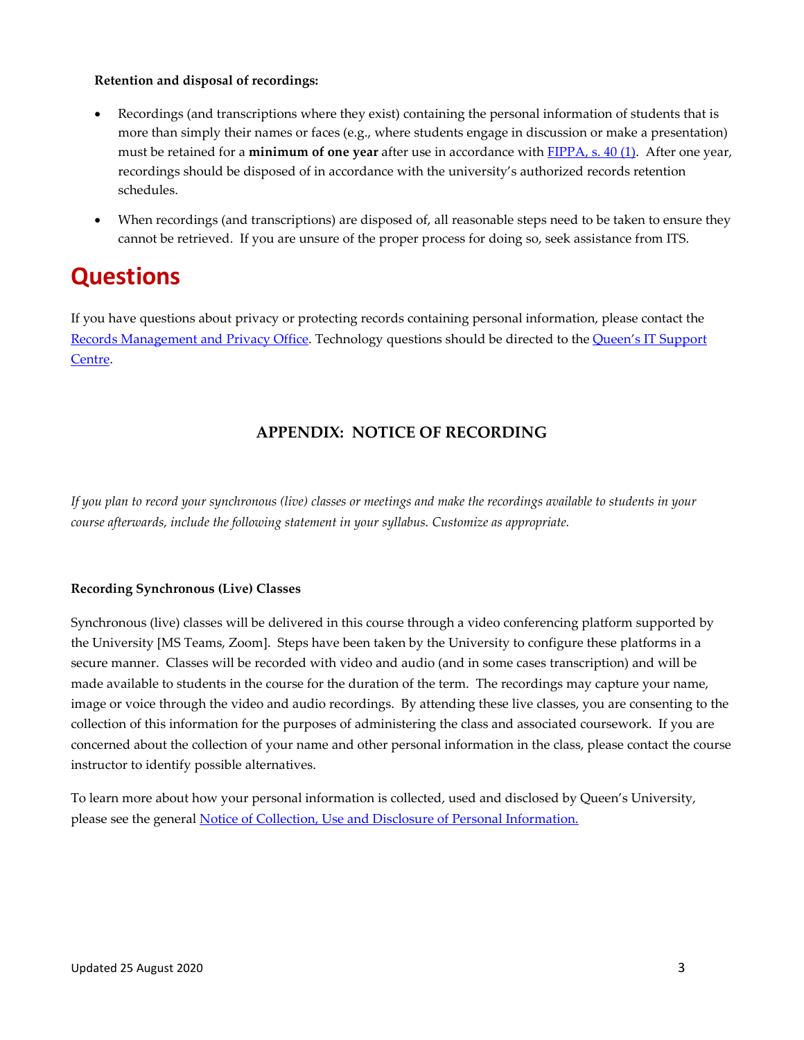**Retention and disposal of recordings:**

- Recordings (and transcriptions where they exist) containing the personal information of students that is more than simply their names or faces (e.g., where students engage in discussion or make a presentation) must be retained for a **minimum of one year** after use in accordance with [FIPPA, s. 40 (1)](). After one year, recordings should be disposed of in accordance with the university's authorized records retention schedules.
- When recordings (and transcriptions) are disposed of, all reasonable steps need to be taken to ensure they cannot be retrieved. If you are unsure of the proper process for doing so, seek assistance from ITS.

# Questions

If you have questions about privacy or protecting records containing personal information, please contact the [Records Management and Privacy Office](). Technology questions should be directed to the [Queen's IT Support Centre]().

## APPENDIX: NOTICE OF RECORDING

*If you plan to record your synchronous (live) classes or meetings and make the recordings available to students in your course afterwards, include the following statement in your syllabus. Customize as appropriate.*

**Recording Synchronous (Live) Classes**

Synchronous (live) classes will be delivered in this course through a video conferencing platform supported by the University [MS Teams, Zoom]. Steps have been taken by the University to configure these platforms in a secure manner. Classes will be recorded with video and audio (and in some cases transcription) and will be made available to students in the course for the duration of the term. The recordings may capture your name, image or voice through the video and audio recordings. By attending these live classes, you are consenting to the collection of this information for the purposes of administering the class and associated coursework. If you are concerned about the collection of your name and other personal information in the class, please contact the course instructor to identify possible alternatives.

To learn more about how your personal information is collected, used and disclosed by Queen's University, please see the general [Notice of Collection, Use and Disclosure of Personal Information.]()

Updated 25 August 2020